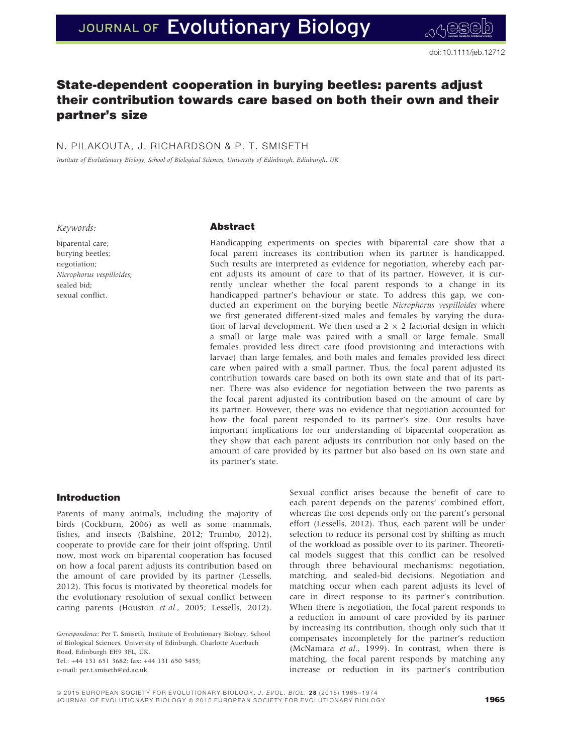doi: 10.1111/jeb.12712

# State-dependent cooperation in burying beetles: parents adjust their contribution towards care based on both their own and their partner's size

N. PILAKOUTA, J. RICHARDSON & P. T. SMISETH

*Institute of Evolutionary Biology, School of Biological Sciences, University of Edinburgh, Edinburgh, UK*

*Keywords:*

biparental care;
burying beetles;
negotiation;
*Nicrophorus vespilloides*;
sealed bid;
sexual conflict.

## Abstract

Handicapping experiments on species with biparental care show that a focal parent increases its contribution when its partner is handicapped. Such results are interpreted as evidence for negotiation, whereby each parent adjusts its amount of care to that of its partner. However, it is currently unclear whether the focal parent responds to a change in its handicapped partner's behaviour or state. To address this gap, we conducted an experiment on the burying beetle *Nicrophorus vespilloides* where we first generated different-sized males and females by varying the duration of larval development. We then used a 2 × 2 factorial design in which a small or large male was paired with a small or large female. Small females provided less direct care (food provisioning and interactions with larvae) than large females, and both males and females provided less direct care when paired with a small partner. Thus, the focal parent adjusted its contribution towards care based on both its own state and that of its partner. There was also evidence for negotiation between the two parents as the focal parent adjusted its contribution based on the amount of care by its partner. However, there was no evidence that negotiation accounted for how the focal parent responded to its partner's size. Our results have important implications for our understanding of biparental cooperation as they show that each parent adjusts its contribution not only based on the amount of care provided by its partner but also based on its own state and its partner's state.

## Introduction

Parents of many animals, including the majority of birds (Cockburn, 2006) as well as some mammals, fishes, and insects (Balshine, 2012; Trumbo, 2012), cooperate to provide care for their joint offspring. Until now, most work on biparental cooperation has focused on how a focal parent adjusts its contribution based on the amount of care provided by its partner (Lessells, 2012). This focus is motivated by theoretical models for the evolutionary resolution of sexual conflict between caring parents (Houston *et al.*, 2005; Lessells, 2012). Sexual conflict arises because the benefit of care to each parent depends on the parents' combined effort, whereas the cost depends only on the parent's personal effort (Lessells, 2012). Thus, each parent will be under selection to reduce its personal cost by shifting as much of the workload as possible over to its partner. Theoretical models suggest that this conflict can be resolved through three behavioural mechanisms: negotiation, matching, and sealed-bid decisions. Negotiation and matching occur when each parent adjusts its level of care in direct response to its partner's contribution. When there is negotiation, the focal parent responds to a reduction in amount of care provided by its partner by increasing its contribution, though only such that it compensates incompletely for the partner's reduction (McNamara *et al.*, 1999). In contrast, when there is matching, the focal parent responds by matching any increase or reduction in its partner's contribution

*Correspondence:* Per T. Smiseth, Institute of Evolutionary Biology, School of Biological Sciences, University of Edinburgh, Charlotte Auerbach Road, Edinburgh EH9 3FL, UK.
Tel.: +44 131 651 3682; fax: +44 131 650 5455;
e-mail: per.t.smiseth@ed.ac.uk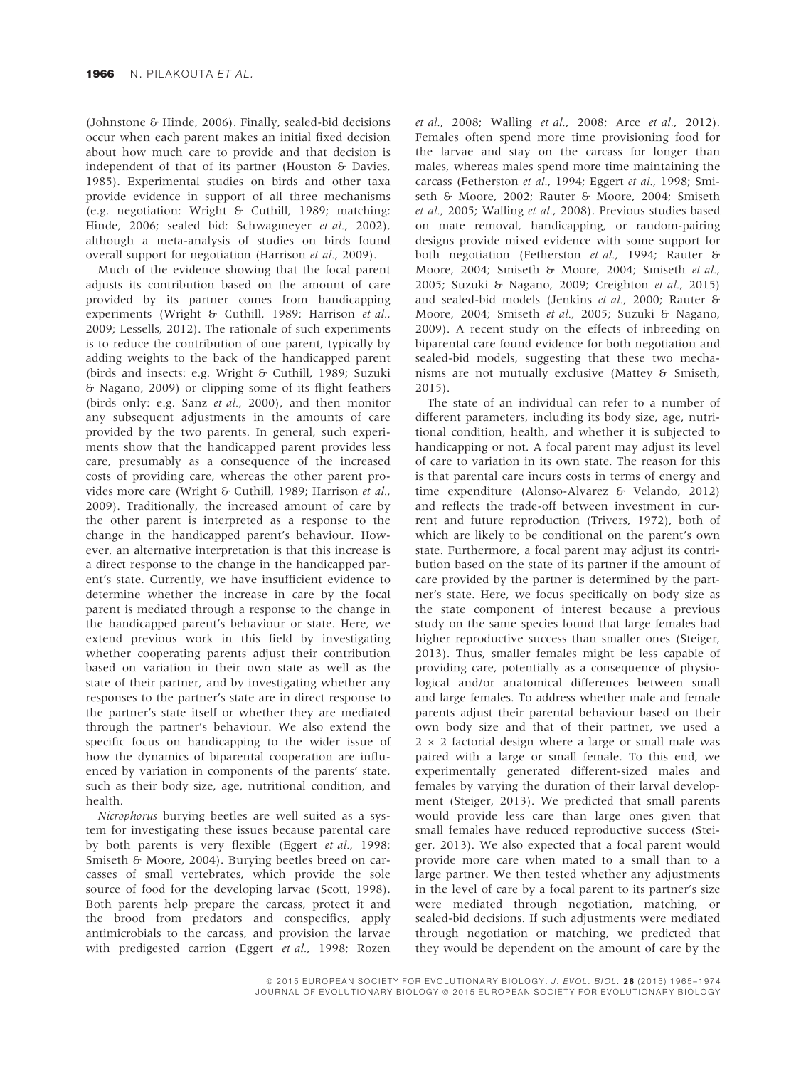(Johnstone & Hinde, 2006). Finally, sealed-bid decisions occur when each parent makes an initial fixed decision about how much care to provide and that decision is independent of that of its partner (Houston & Davies, 1985). Experimental studies on birds and other taxa provide evidence in support of all three mechanisms (e.g. negotiation: Wright & Cuthill, 1989; matching: Hinde, 2006; sealed bid: Schwagmeyer *et al.*, 2002), although a meta-analysis of studies on birds found overall support for negotiation (Harrison *et al.*, 2009).

Much of the evidence showing that the focal parent adjusts its contribution based on the amount of care provided by its partner comes from handicapping experiments (Wright & Cuthill, 1989; Harrison *et al.*, 2009; Lessells, 2012). The rationale of such experiments is to reduce the contribution of one parent, typically by adding weights to the back of the handicapped parent (birds and insects: e.g. Wright & Cuthill, 1989; Suzuki & Nagano, 2009) or clipping some of its flight feathers (birds only: e.g. Sanz *et al.*, 2000), and then monitor any subsequent adjustments in the amounts of care provided by the two parents. In general, such experiments show that the handicapped parent provides less care, presumably as a consequence of the increased costs of providing care, whereas the other parent provides more care (Wright & Cuthill, 1989; Harrison *et al.*, 2009). Traditionally, the increased amount of care by the other parent is interpreted as a response to the change in the handicapped parent's behaviour. However, an alternative interpretation is that this increase is a direct response to the change in the handicapped parent's state. Currently, we have insufficient evidence to determine whether the increase in care by the focal parent is mediated through a response to the change in the handicapped parent's behaviour or state. Here, we extend previous work in this field by investigating whether cooperating parents adjust their contribution based on variation in their own state as well as the state of their partner, and by investigating whether any responses to the partner's state are in direct response to the partner's state itself or whether they are mediated through the partner's behaviour. We also extend the specific focus on handicapping to the wider issue of how the dynamics of biparental cooperation are influenced by variation in components of the parents' state, such as their body size, age, nutritional condition, and health.

*Nicrophorus* burying beetles are well suited as a system for investigating these issues because parental care by both parents is very flexible (Eggert *et al.*, 1998; Smiseth & Moore, 2004). Burying beetles breed on carcasses of small vertebrates, which provide the sole source of food for the developing larvae (Scott, 1998). Both parents help prepare the carcass, protect it and the brood from predators and conspecifics, apply antimicrobials to the carcass, and provision the larvae with predigested carrion (Eggert *et al.*, 1998; Rozen *et al.*, 2008; Walling *et al.*, 2008; Arce *et al.*, 2012). Females often spend more time provisioning food for the larvae and stay on the carcass for longer than males, whereas males spend more time maintaining the carcass (Fetherston *et al.*, 1994; Eggert *et al.*, 1998; Smiseth & Moore, 2002; Rauter & Moore, 2004; Smiseth *et al.*, 2005; Walling *et al.*, 2008). Previous studies based on mate removal, handicapping, or random-pairing designs provide mixed evidence with some support for both negotiation (Fetherston *et al.*, 1994; Rauter & Moore, 2004; Smiseth & Moore, 2004; Smiseth *et al.*, 2005; Suzuki & Nagano, 2009; Creighton *et al.*, 2015) and sealed-bid models (Jenkins *et al.*, 2000; Rauter & Moore, 2004; Smiseth *et al.*, 2005; Suzuki & Nagano, 2009). A recent study on the effects of inbreeding on biparental care found evidence for both negotiation and sealed-bid models, suggesting that these two mechanisms are not mutually exclusive (Mattey & Smiseth, 2015).

The state of an individual can refer to a number of different parameters, including its body size, age, nutritional condition, health, and whether it is subjected to handicapping or not. A focal parent may adjust its level of care to variation in its own state. The reason for this is that parental care incurs costs in terms of energy and time expenditure (Alonso-Alvarez & Velando, 2012) and reflects the trade-off between investment in current and future reproduction (Trivers, 1972), both of which are likely to be conditional on the parent's own state. Furthermore, a focal parent may adjust its contribution based on the state of its partner if the amount of care provided by the partner is determined by the partner's state. Here, we focus specifically on body size as the state component of interest because a previous study on the same species found that large females had higher reproductive success than smaller ones (Steiger, 2013). Thus, smaller females might be less capable of providing care, potentially as a consequence of physiological and/or anatomical differences between small and large females. To address whether male and female parents adjust their parental behaviour based on their own body size and that of their partner, we used a $2 \times 2$ factorial design where a large or small male was paired with a large or small female. To this end, we experimentally generated different-sized males and females by varying the duration of their larval development (Steiger, 2013). We predicted that small parents would provide less care than large ones given that small females have reduced reproductive success (Steiger, 2013). We also expected that a focal parent would provide more care when mated to a small than to a large partner. We then tested whether any adjustments in the level of care by a focal parent to its partner's size were mediated through negotiation, matching, or sealed-bid decisions. If such adjustments were mediated through negotiation or matching, we predicted that they would be dependent on the amount of care by the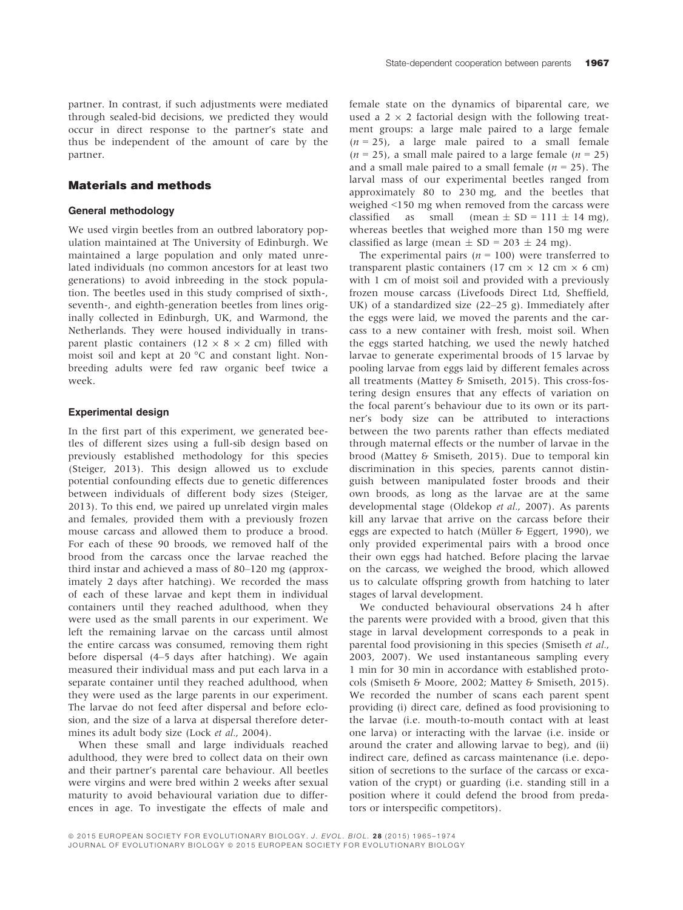partner. In contrast, if such adjustments were mediated through sealed-bid decisions, we predicted they would occur in direct response to the partner's state and thus be independent of the amount of care by the partner.

## Materials and methods

### General methodology

We used virgin beetles from an outbred laboratory population maintained at The University of Edinburgh. We maintained a large population and only mated unrelated individuals (no common ancestors for at least two generations) to avoid inbreeding in the stock population. The beetles used in this study comprised of sixth-, seventh-, and eighth-generation beetles from lines originally collected in Edinburgh, UK, and Warmond, the Netherlands. They were housed individually in transparent plastic containers ($12 \times 8 \times 2$ cm) filled with moist soil and kept at 20 °C and constant light. Nonbreeding adults were fed raw organic beef twice a week.

### Experimental design

In the first part of this experiment, we generated beetles of different sizes using a full-sib design based on previously established methodology for this species (Steiger, 2013). This design allowed us to exclude potential confounding effects due to genetic differences between individuals of different body sizes (Steiger, 2013). To this end, we paired up unrelated virgin males and females, provided them with a previously frozen mouse carcass and allowed them to produce a brood. For each of these 90 broods, we removed half of the brood from the carcass once the larvae reached the third instar and achieved a mass of 80–120 mg (approximately 2 days after hatching). We recorded the mass of each of these larvae and kept them in individual containers until they reached adulthood, when they were used as the small parents in our experiment. We left the remaining larvae on the carcass until almost the entire carcass was consumed, removing them right before dispersal (4–5 days after hatching). We again measured their individual mass and put each larva in a separate container until they reached adulthood, when they were used as the large parents in our experiment. The larvae do not feed after dispersal and before eclosion, and the size of a larva at dispersal therefore determines its adult body size (Lock *et al.*, 2004).

When these small and large individuals reached adulthood, they were bred to collect data on their own and their partner's parental care behaviour. All beetles were virgins and were bred within 2 weeks after sexual maturity to avoid behavioural variation due to differences in age. To investigate the effects of male and female state on the dynamics of biparental care, we used a $2 \times 2$ factorial design with the following treatment groups: a large male paired to a large female ($n = 25$), a large male paired to a small female ($n = 25$), a small male paired to a large female ($n = 25$) and a small male paired to a small female ($n = 25$). The larval mass of our experimental beetles ranged from approximately 80 to 230 mg, and the beetles that weighed <150 mg when removed from the carcass were classified as small (mean $\pm$ SD = 111 $\pm$ 14 mg), whereas beetles that weighed more than 150 mg were classified as large (mean $\pm$ SD = 203 $\pm$ 24 mg).

The experimental pairs ($n = 100$) were transferred to transparent plastic containers (17 cm $\times$ 12 cm $\times$ 6 cm) with 1 cm of moist soil and provided with a previously frozen mouse carcass (Livefoods Direct Ltd, Sheffield, UK) of a standardized size (22–25 g). Immediately after the eggs were laid, we moved the parents and the carcass to a new container with fresh, moist soil. When the eggs started hatching, we used the newly hatched larvae to generate experimental broods of 15 larvae by pooling larvae from eggs laid by different females across all treatments (Mattey & Smiseth, 2015). This cross-fostering design ensures that any effects of variation on the focal parent's behaviour due to its own or its partner's body size can be attributed to interactions between the two parents rather than effects mediated through maternal effects or the number of larvae in the brood (Mattey & Smiseth, 2015). Due to temporal kin discrimination in this species, parents cannot distinguish between manipulated foster broods and their own broods, as long as the larvae are at the same developmental stage (Oldekop *et al.*, 2007). As parents kill any larvae that arrive on the carcass before their eggs are expected to hatch (Müller & Eggert, 1990), we only provided experimental pairs with a brood once their own eggs had hatched. Before placing the larvae on the carcass, we weighed the brood, which allowed us to calculate offspring growth from hatching to later stages of larval development.

We conducted behavioural observations 24 h after the parents were provided with a brood, given that this stage in larval development corresponds to a peak in parental food provisioning in this species (Smiseth *et al.*, 2003, 2007). We used instantaneous sampling every 1 min for 30 min in accordance with established protocols (Smiseth & Moore, 2002; Mattey & Smiseth, 2015). We recorded the number of scans each parent spent providing (i) direct care, defined as food provisioning to the larvae (i.e. mouth-to-mouth contact with at least one larva) or interacting with the larvae (i.e. inside or around the crater and allowing larvae to beg), and (ii) indirect care, defined as carcass maintenance (i.e. deposition of secretions to the surface of the carcass or excavation of the crypt) or guarding (i.e. standing still in a position where it could defend the brood from predators or interspecific competitors).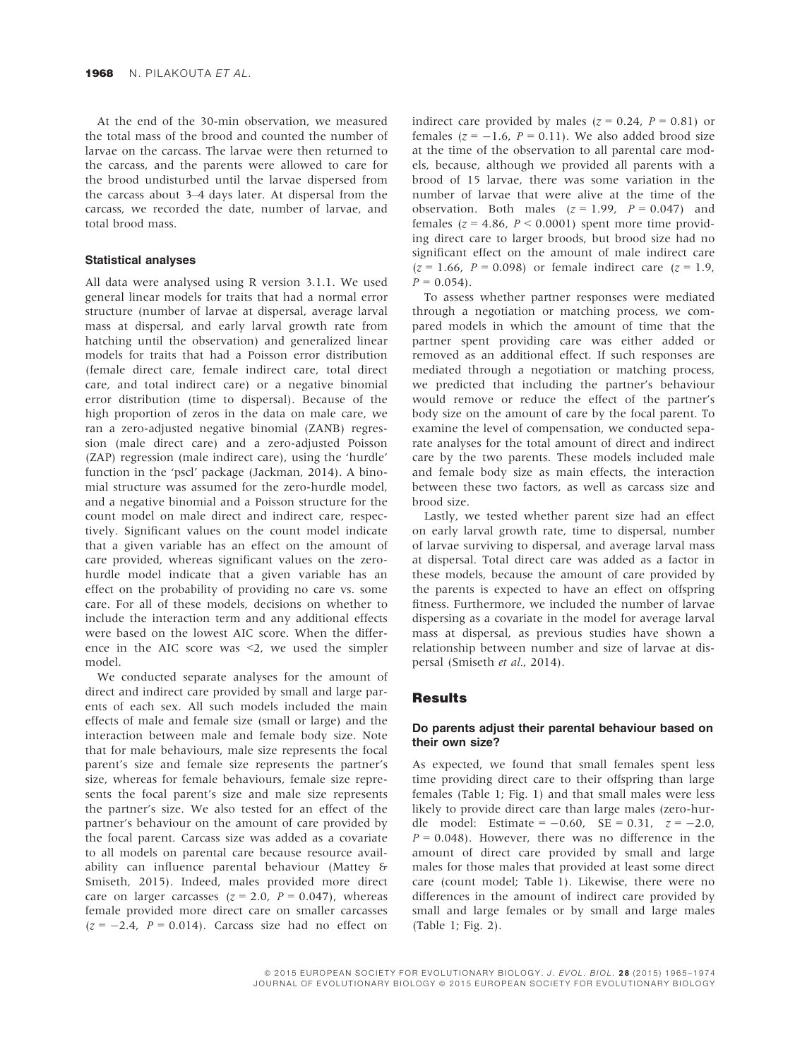At the end of the 30-min observation, we measured the total mass of the brood and counted the number of larvae on the carcass. The larvae were then returned to the carcass, and the parents were allowed to care for the brood undisturbed until the larvae dispersed from the carcass about 3–4 days later. At dispersal from the carcass, we recorded the date, number of larvae, and total brood mass.

### Statistical analyses

All data were analysed using R version 3.1.1. We used general linear models for traits that had a normal error structure (number of larvae at dispersal, average larval mass at dispersal, and early larval growth rate from hatching until the observation) and generalized linear models for traits that had a Poisson error distribution (female direct care, female indirect care, total direct care, and total indirect care) or a negative binomial error distribution (time to dispersal). Because of the high proportion of zeros in the data on male care, we ran a zero-adjusted negative binomial (ZANB) regression (male direct care) and a zero-adjusted Poisson (ZAP) regression (male indirect care), using the 'hurdle' function in the 'pscl' package (Jackman, 2014). A binomial structure was assumed for the zero-hurdle model, and a negative binomial and a Poisson structure for the count model on male direct and indirect care, respectively. Significant values on the count model indicate that a given variable has an effect on the amount of care provided, whereas significant values on the zero-hurdle model indicate that a given variable has an effect on the probability of providing no care vs. some care. For all of these models, decisions on whether to include the interaction term and any additional effects were based on the lowest AIC score. When the difference in the AIC score was <2, we used the simpler model.

We conducted separate analyses for the amount of direct and indirect care provided by small and large parents of each sex. All such models included the main effects of male and female size (small or large) and the interaction between male and female body size. Note that for male behaviours, male size represents the focal parent's size and female size represents the partner's size, whereas for female behaviours, female size represents the focal parent's size and male size represents the partner's size. We also tested for an effect of the partner's behaviour on the amount of care provided by the focal parent. Carcass size was added as a covariate to all models on parental care because resource availability can influence parental behaviour (Mattey & Smiseth, 2015). Indeed, males provided more direct care on larger carcasses ($z = 2.0$, $P = 0.047$), whereas female provided more direct care on smaller carcasses ($z = -2.4$, $P = 0.014$). Carcass size had no effect on indirect care provided by males ($z = 0.24$, $P = 0.81$) or females ($z = -1.6$, $P = 0.11$). We also added brood size at the time of the observation to all parental care models, because, although we provided all parents with a brood of 15 larvae, there was some variation in the number of larvae that were alive at the time of the observation. Both males ($z = 1.99$, $P = 0.047$) and females ($z = 4.86$, $P < 0.0001$) spent more time providing direct care to larger broods, but brood size had no significant effect on the amount of male indirect care ($z = 1.66$, $P = 0.098$) or female indirect care ($z = 1.9$, $P = 0.054$).

To assess whether partner responses were mediated through a negotiation or matching process, we compared models in which the amount of time that the partner spent providing care was either added or removed as an additional effect. If such responses are mediated through a negotiation or matching process, we predicted that including the partner's behaviour would remove or reduce the effect of the partner's body size on the amount of care by the focal parent. To examine the level of compensation, we conducted separate analyses for the total amount of direct and indirect care by the two parents. These models included male and female body size as main effects, the interaction between these two factors, as well as carcass size and brood size.

Lastly, we tested whether parent size had an effect on early larval growth rate, time to dispersal, number of larvae surviving to dispersal, and average larval mass at dispersal. Total direct care was added as a factor in these models, because the amount of care provided by the parents is expected to have an effect on offspring fitness. Furthermore, we included the number of larvae dispersing as a covariate in the model for average larval mass at dispersal, as previous studies have shown a relationship between number and size of larvae at dispersal (Smiseth *et al.*, 2014).

## Results

### Do parents adjust their parental behaviour based on their own size?

As expected, we found that small females spent less time providing direct care to their offspring than large females (Table 1; Fig. 1) and that small males were less likely to provide direct care than large males (zero-hurdle model: Estimate = −0.60, SE = 0.31, $z = -2.0$, $P = 0.048$). However, there was no difference in the amount of direct care provided by small and large males for those males that provided at least some direct care (count model; Table 1). Likewise, there were no differences in the amount of indirect care provided by small and large females or by small and large males (Table 1; Fig. 2).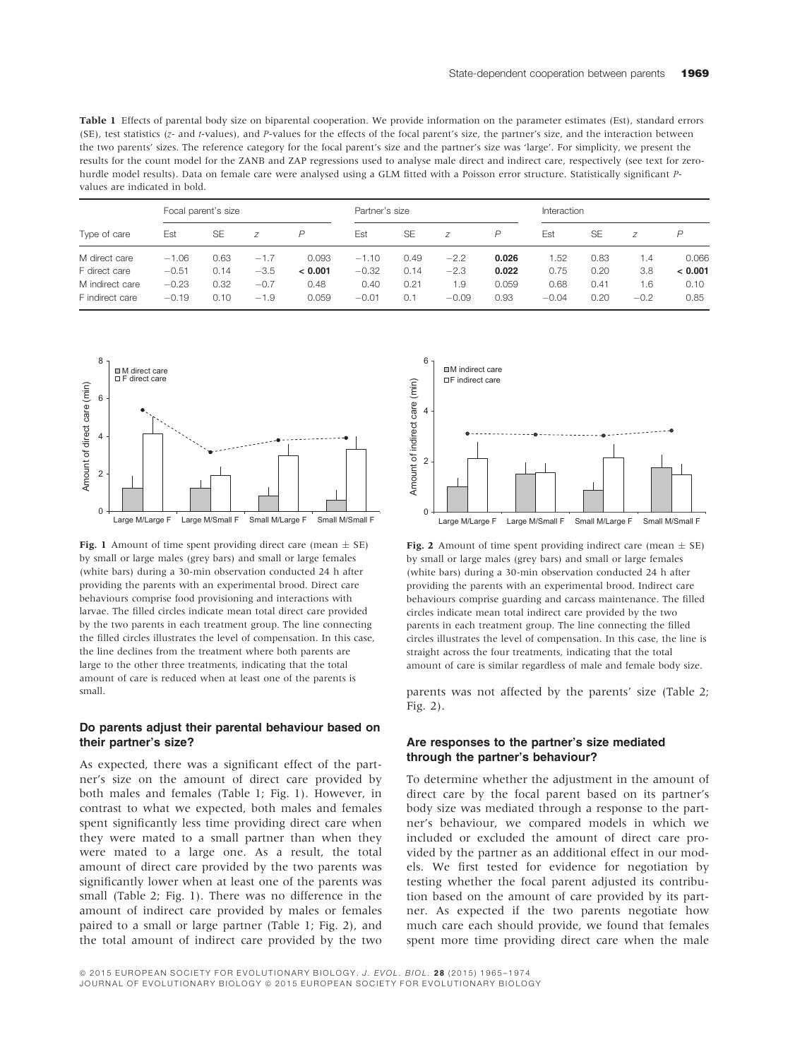**Table 1** Effects of parental body size on biparental cooperation. We provide information on the parameter estimates (Est), standard errors (SE), test statistics (*z*- and *t*-values), and *P*-values for the effects of the focal parent's size, the partner's size, and the interaction between the two parents' sizes. The reference category for the focal parent's size and the partner's size was 'large'. For simplicity, we present the results for the count model for the ZANB and ZAP regressions used to analyse male direct and indirect care, respectively (see text for zero-hurdle model results). Data on female care were analysed using a GLM fitted with a Poisson error structure. Statistically significant *P*-values are indicated in bold.

| | Focal parent's size | | | | Partner's size | | | | Interaction | | | |
|---|---|---|---|---|---|---|---|---|---|---|---|---|
| Type of care | Est | SE | *z* | *P* | Est | SE | *z* | *P* | Est | SE | *z* | *P* |
| M direct care | −1.06 | 0.63 | −1.7 | 0.093 | −1.10 | 0.49 | −2.2 | **0.026** | 1.52 | 0.83 | 1.4 | 0.066 |
| F direct care | −0.51 | 0.14 | −3.5 | **< 0.001** | −0.32 | 0.14 | −2.3 | **0.022** | 0.75 | 0.20 | 3.8 | **< 0.001** |
| M indirect care | −0.23 | 0.32 | −0.7 | 0.48 | 0.40 | 0.21 | 1.9 | 0.059 | 0.68 | 0.41 | 1.6 | 0.10 |
| F indirect care | −0.19 | 0.10 | −1.9 | 0.059 | −0.01 | 0.1 | −0.09 | 0.93 | −0.04 | 0.20 | −0.2 | 0.85 |

**Fig. 1** Amount of time spent providing direct care (mean ± SE) by small or large males (grey bars) and small or large females (white bars) during a 30-min observation conducted 24 h after providing the parents with an experimental brood. Direct care behaviours comprise food provisioning and interactions with larvae. The filled circles indicate mean total direct care provided by the two parents in each treatment group. The line connecting the filled circles illustrates the level of compensation. In this case, the line declines from the treatment where both parents are large to the other three treatments, indicating that the total amount of care is reduced when at least one of the parents is small.

**Fig. 2** Amount of time spent providing indirect care (mean ± SE) by small or large males (grey bars) and small or large females (white bars) during a 30-min observation conducted 24 h after providing the parents with an experimental brood. Indirect care behaviours comprise guarding and carcass maintenance. The filled circles indicate mean total indirect care provided by the two parents in each treatment group. The line connecting the filled circles illustrates the level of compensation. In this case, the line is straight across the four treatments, indicating that the total amount of care is similar regardless of male and female body size.

### Do parents adjust their parental behaviour based on their partner's size?

As expected, there was a significant effect of the partner's size on the amount of direct care provided by both males and females (Table 1; Fig. 1). However, in contrast to what we expected, both males and females spent significantly less time providing direct care when they were mated to a small partner than when they were mated to a large one. As a result, the total amount of direct care provided by the two parents was significantly lower when at least one of the parents was small (Table 2; Fig. 1). There was no difference in the amount of indirect care provided by males or females paired to a small or large partner (Table 1; Fig. 2), and the total amount of indirect care provided by the two parents was not affected by the parents' size (Table 2; Fig. 2).

### Are responses to the partner's size mediated through the partner's behaviour?

To determine whether the adjustment in the amount of direct care by the focal parent based on its partner's body size was mediated through a response to the partner's behaviour, we compared models in which we included or excluded the amount of direct care provided by the partner as an additional effect in our models. We first tested for evidence for negotiation by testing whether the focal parent adjusted its contribution based on the amount of care provided by its partner. As expected if the two parents negotiate how much care each should provide, we found that females spent more time providing direct care when the male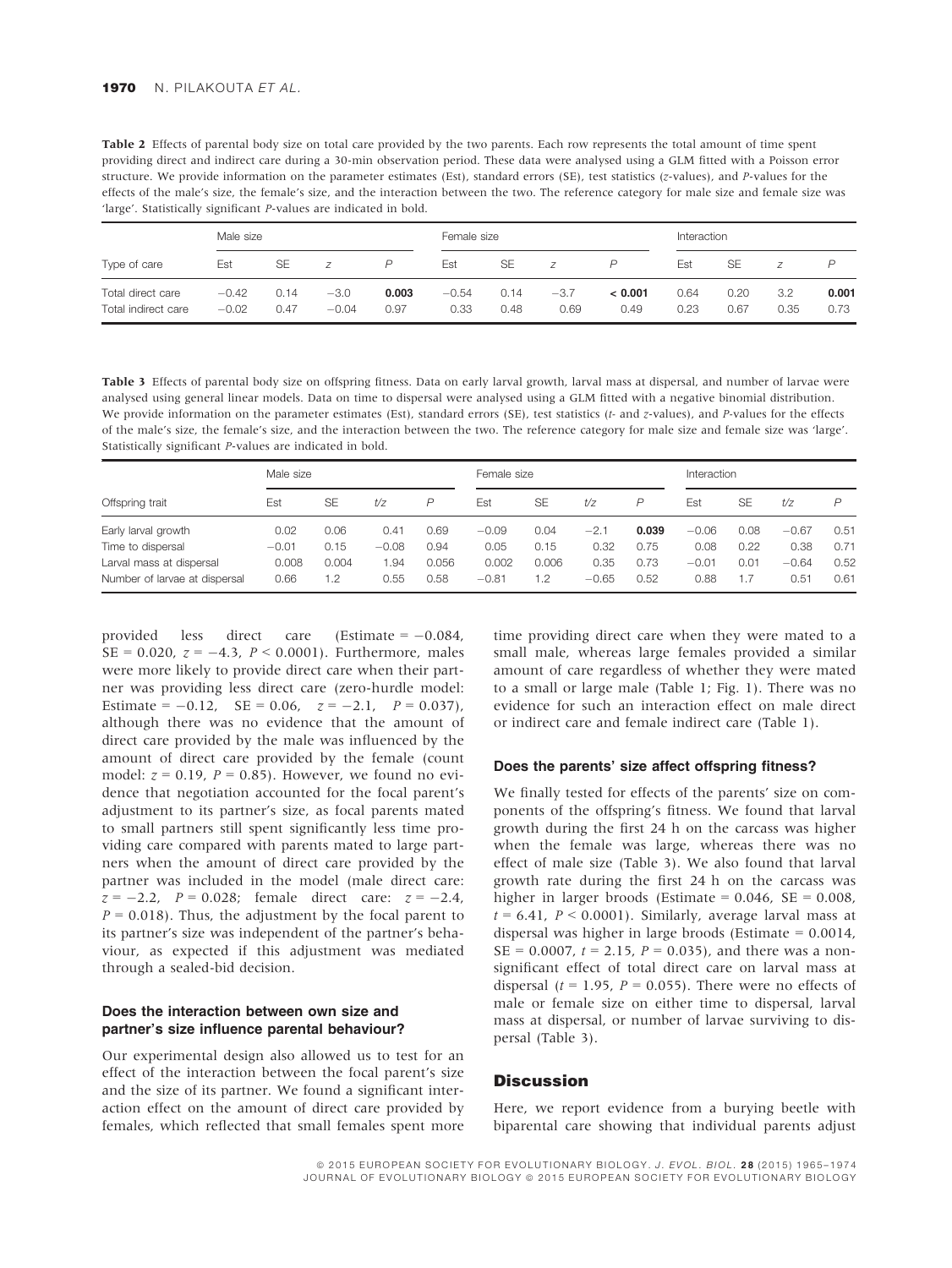**Table 2** Effects of parental body size on total care provided by the two parents. Each row represents the total amount of time spent providing direct and indirect care during a 30-min observation period. These data were analysed using a GLM fitted with a Poisson error structure. We provide information on the parameter estimates (Est), standard errors (SE), test statistics (*z*-values), and *P*-values for the effects of the male's size, the female's size, and the interaction between the two. The reference category for male size and female size was 'large'. Statistically significant *P*-values are indicated in bold.

| | Male size | | | | Female size | | | | Interaction | | | |
|---|---|---|---|---|---|---|---|---|---|---|---|---|
| Type of care | Est | SE | $z$ | $P$ | Est | SE | $z$ | $P$ | Est | SE | $z$ | $P$ |
| Total direct care | −0.42 | 0.14 | −3.0 | **0.003** | −0.54 | 0.14 | −3.7 | **< 0.001** | 0.64 | 0.20 | 3.2 | **0.001** |
| Total indirect care | −0.02 | 0.47 | −0.04 | 0.97 | 0.33 | 0.48 | 0.69 | 0.49 | 0.23 | 0.67 | 0.35 | 0.73 |

**Table 3** Effects of parental body size on offspring fitness. Data on early larval growth, larval mass at dispersal, and number of larvae were analysed using general linear models. Data on time to dispersal were analysed using a GLM fitted with a negative binomial distribution. We provide information on the parameter estimates (Est), standard errors (SE), test statistics (*t*- and *z*-values), and *P*-values for the effects of the male's size, the female's size, and the interaction between the two. The reference category for male size and female size was 'large'. Statistically significant *P*-values are indicated in bold.

| | Male size | | | | Female size | | | | Interaction | | | |
|---|---|---|---|---|---|---|---|---|---|---|---|---|
| Offspring trait | Est | SE | $t/z$ | $P$ | Est | SE | $t/z$ | $P$ | Est | SE | $t/z$ | $P$ |
| Early larval growth | 0.02 | 0.06 | 0.41 | 0.69 | −0.09 | 0.04 | −2.1 | **0.039** | −0.06 | 0.08 | −0.67 | 0.51 |
| Time to dispersal | −0.01 | 0.15 | −0.08 | 0.94 | 0.05 | 0.15 | 0.32 | 0.75 | 0.08 | 0.22 | 0.38 | 0.71 |
| Larval mass at dispersal | 0.008 | 0.004 | 1.94 | 0.056 | 0.002 | 0.006 | 0.35 | 0.73 | −0.01 | 0.01 | −0.64 | 0.52 |
| Number of larvae at dispersal | 0.66 | 1.2 | 0.55 | 0.58 | −0.81 | 1.2 | −0.65 | 0.52 | 0.88 | 1.7 | 0.51 | 0.61 |

provided less direct care (Estimate = −0.084, SE = 0.020, $z = -4.3$, $P < 0.0001$). Furthermore, males were more likely to provide direct care when their partner was providing less direct care (zero-hurdle model: Estimate = −0.12, SE = 0.06, $z = -2.1$, $P = 0.037$), although there was no evidence that the amount of direct care provided by the male was influenced by the amount of direct care provided by the female (count model: $z = 0.19$, $P = 0.85$). However, we found no evidence that negotiation accounted for the focal parent's adjustment to its partner's size, as focal parents mated to small partners still spent significantly less time providing care compared with parents mated to large partners when the amount of direct care provided by the partner was included in the model (male direct care: $z = -2.2$, $P = 0.028$; female direct care: $z = -2.4$, $P = 0.018$). Thus, the adjustment by the focal parent to its partner's size was independent of the partner's behaviour, as expected if this adjustment was mediated through a sealed-bid decision.

### Does the interaction between own size and partner's size influence parental behaviour?

Our experimental design also allowed us to test for an effect of the interaction between the focal parent's size and the size of its partner. We found a significant interaction effect on the amount of direct care provided by females, which reflected that small females spent more time providing direct care when they were mated to a small male, whereas large females provided a similar amount of care regardless of whether they were mated to a small or large male (Table 1; Fig. 1). There was no evidence for such an interaction effect on male direct or indirect care and female indirect care (Table 1).

### Does the parents' size affect offspring fitness?

We finally tested for effects of the parents' size on components of the offspring's fitness. We found that larval growth during the first 24 h on the carcass was higher when the female was large, whereas there was no effect of male size (Table 3). We also found that larval growth rate during the first 24 h on the carcass was higher in larger broods (Estimate = 0.046, SE = 0.008, $t = 6.41$, $P < 0.0001$). Similarly, average larval mass at dispersal was higher in large broods (Estimate = 0.0014, SE = 0.0007, $t = 2.15$, $P = 0.035$), and there was a nonsignificant effect of total direct care on larval mass at dispersal ($t = 1.95$, $P = 0.055$). There were no effects of male or female size on either time to dispersal, larval mass at dispersal, or number of larvae surviving to dispersal (Table 3).

## Discussion

Here, we report evidence from a burying beetle with biparental care showing that individual parents adjust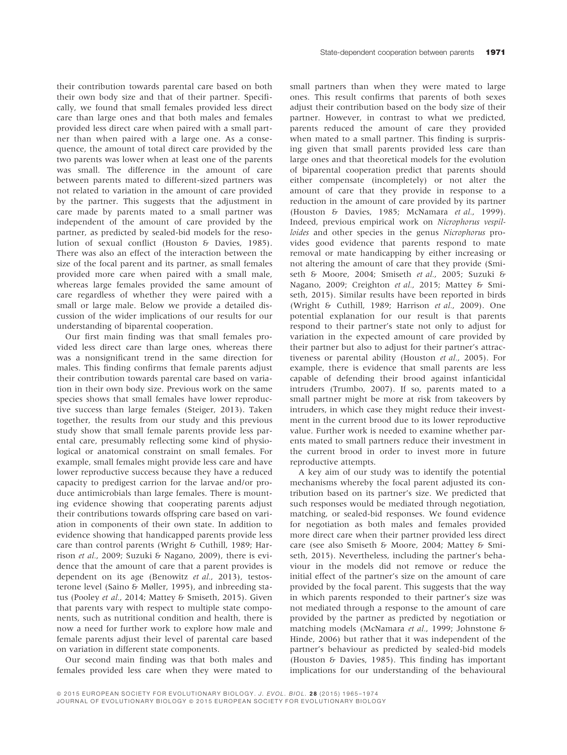their contribution towards parental care based on both their own body size and that of their partner. Specifically, we found that small females provided less direct care than large ones and that both males and females provided less direct care when paired with a small partner than when paired with a large one. As a consequence, the amount of total direct care provided by the two parents was lower when at least one of the parents was small. The difference in the amount of care between parents mated to different-sized partners was not related to variation in the amount of care provided by the partner. This suggests that the adjustment in care made by parents mated to a small partner was independent of the amount of care provided by the partner, as predicted by sealed-bid models for the resolution of sexual conflict (Houston & Davies, 1985). There was also an effect of the interaction between the size of the focal parent and its partner, as small females provided more care when paired with a small male, whereas large females provided the same amount of care regardless of whether they were paired with a small or large male. Below we provide a detailed discussion of the wider implications of our results for our understanding of biparental cooperation.

Our first main finding was that small females provided less direct care than large ones, whereas there was a nonsignificant trend in the same direction for males. This finding confirms that female parents adjust their contribution towards parental care based on variation in their own body size. Previous work on the same species shows that small females have lower reproductive success than large females (Steiger, 2013). Taken together, the results from our study and this previous study show that small female parents provide less parental care, presumably reflecting some kind of physiological or anatomical constraint on small females. For example, small females might provide less care and have lower reproductive success because they have a reduced capacity to predigest carrion for the larvae and/or produce antimicrobials than large females. There is mounting evidence showing that cooperating parents adjust their contributions towards offspring care based on variation in components of their own state. In addition to evidence showing that handicapped parents provide less care than control parents (Wright & Cuthill, 1989; Harrison *et al.*, 2009; Suzuki & Nagano, 2009), there is evidence that the amount of care that a parent provides is dependent on its age (Benowitz *et al.*, 2013), testosterone level (Saino & Møller, 1995), and inbreeding status (Pooley *et al.*, 2014; Mattey & Smiseth, 2015). Given that parents vary with respect to multiple state components, such as nutritional condition and health, there is now a need for further work to explore how male and female parents adjust their level of parental care based on variation in different state components.

Our second main finding was that both males and females provided less care when they were mated to small partners than when they were mated to large ones. This result confirms that parents of both sexes adjust their contribution based on the body size of their partner. However, in contrast to what we predicted, parents reduced the amount of care they provided when mated to a small partner. This finding is surprising given that small parents provided less care than large ones and that theoretical models for the evolution of biparental cooperation predict that parents should either compensate (incompletely) or not alter the amount of care that they provide in response to a reduction in the amount of care provided by its partner (Houston & Davies, 1985; McNamara *et al.*, 1999). Indeed, previous empirical work on *Nicrophorus vespilloides* and other species in the genus *Nicrophorus* provides good evidence that parents respond to mate removal or mate handicapping by either increasing or not altering the amount of care that they provide (Smiseth & Moore, 2004; Smiseth *et al.*, 2005; Suzuki & Nagano, 2009; Creighton *et al.*, 2015; Mattey & Smiseth, 2015). Similar results have been reported in birds (Wright & Cuthill, 1989; Harrison *et al.*, 2009). One potential explanation for our result is that parents respond to their partner's state not only to adjust for variation in the expected amount of care provided by their partner but also to adjust for their partner's attractiveness or parental ability (Houston *et al.*, 2005). For example, there is evidence that small parents are less capable of defending their brood against infanticidal intruders (Trumbo, 2007). If so, parents mated to a small partner might be more at risk from takeovers by intruders, in which case they might reduce their investment in the current brood due to its lower reproductive value. Further work is needed to examine whether parents mated to small partners reduce their investment in the current brood in order to invest more in future reproductive attempts.

A key aim of our study was to identify the potential mechanisms whereby the focal parent adjusted its contribution based on its partner's size. We predicted that such responses would be mediated through negotiation, matching, or sealed-bid responses. We found evidence for negotiation as both males and females provided more direct care when their partner provided less direct care (see also Smiseth & Moore, 2004; Mattey & Smiseth, 2015). Nevertheless, including the partner's behaviour in the models did not remove or reduce the initial effect of the partner's size on the amount of care provided by the focal parent. This suggests that the way in which parents responded to their partner's size was not mediated through a response to the amount of care provided by the partner as predicted by negotiation or matching models (McNamara *et al.*, 1999; Johnstone & Hinde, 2006) but rather that it was independent of the partner's behaviour as predicted by sealed-bid models (Houston & Davies, 1985). This finding has important implications for our understanding of the behavioural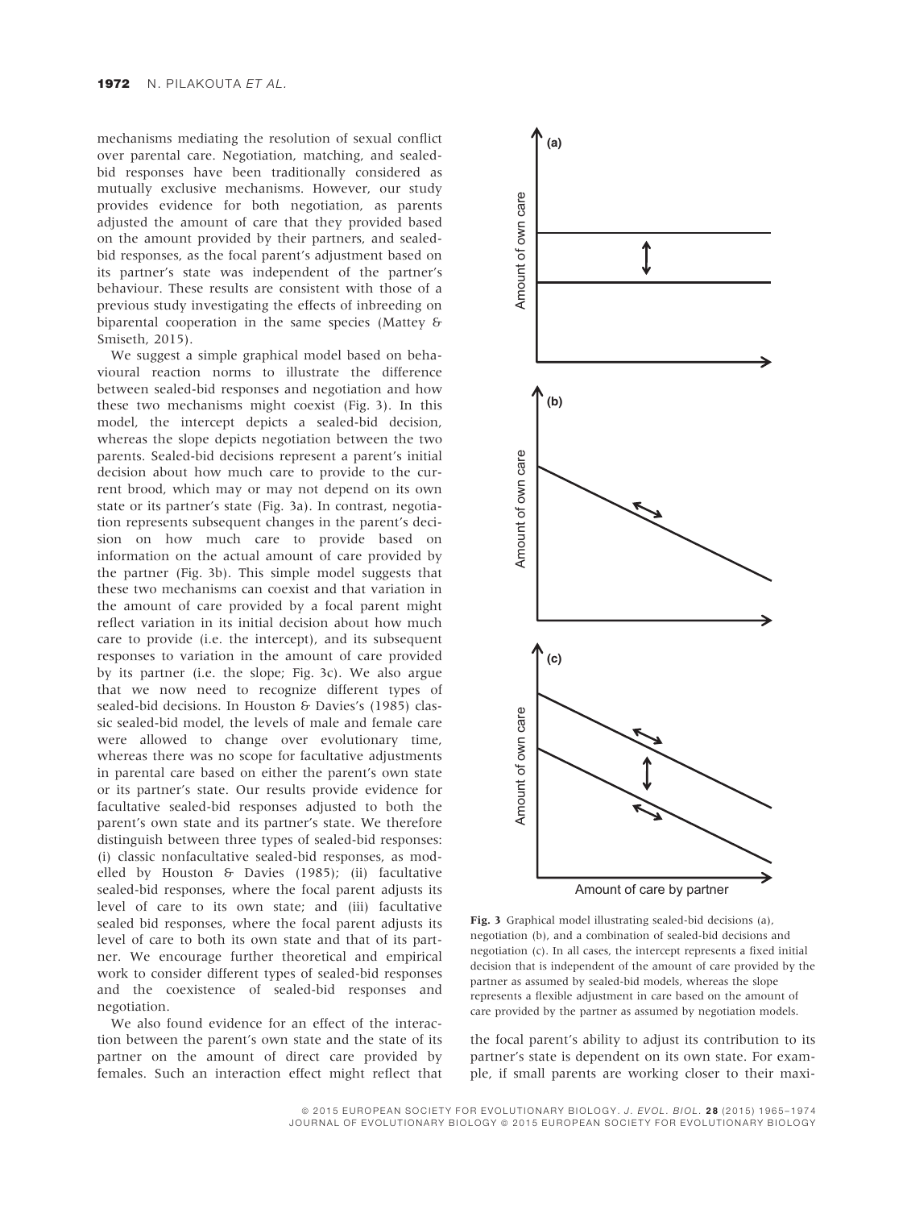mechanisms mediating the resolution of sexual conflict over parental care. Negotiation, matching, and sealed-bid responses have been traditionally considered as mutually exclusive mechanisms. However, our study provides evidence for both negotiation, as parents adjusted the amount of care that they provided based on the amount provided by their partners, and sealed-bid responses, as the focal parent's adjustment based on its partner's state was independent of the partner's behaviour. These results are consistent with those of a previous study investigating the effects of inbreeding on biparental cooperation in the same species (Mattey & Smiseth, 2015).

We suggest a simple graphical model based on behavioural reaction norms to illustrate the difference between sealed-bid responses and negotiation and how these two mechanisms might coexist (Fig. 3). In this model, the intercept depicts a sealed-bid decision, whereas the slope depicts negotiation between the two parents. Sealed-bid decisions represent a parent's initial decision about how much care to provide to the current brood, which may or may not depend on its own state or its partner's state (Fig. 3a). In contrast, negotiation represents subsequent changes in the parent's decision on how much care to provide based on information on the actual amount of care provided by the partner (Fig. 3b). This simple model suggests that these two mechanisms can coexist and that variation in the amount of care provided by a focal parent might reflect variation in its initial decision about how much care to provide (i.e. the intercept), and its subsequent responses to variation in the amount of care provided by its partner (i.e. the slope; Fig. 3c). We also argue that we now need to recognize different types of sealed-bid decisions. In Houston & Davies's (1985) classic sealed-bid model, the levels of male and female care were allowed to change over evolutionary time, whereas there was no scope for facultative adjustments in parental care based on either the parent's own state or its partner's state. Our results provide evidence for facultative sealed-bid responses adjusted to both the parent's own state and its partner's state. We therefore distinguish between three types of sealed-bid responses: (i) classic nonfacultative sealed-bid responses, as modelled by Houston & Davies (1985); (ii) facultative sealed-bid responses, where the focal parent adjusts its level of care to its own state; and (iii) facultative sealed bid responses, where the focal parent adjusts its level of care to both its own state and that of its partner. We encourage further theoretical and empirical work to consider different types of sealed-bid responses and the coexistence of sealed-bid responses and negotiation.

We also found evidence for an effect of the interaction between the parent's own state and the state of its partner on the amount of direct care provided by females. Such an interaction effect might reflect that the focal parent's ability to adjust its contribution to its partner's state is dependent on its own state. For example, if small parents are working closer to their maxi-

**Fig. 3** Graphical model illustrating sealed-bid decisions (a), negotiation (b), and a combination of sealed-bid decisions and negotiation (c). In all cases, the intercept represents a fixed initial decision that is independent of the amount of care provided by the partner as assumed by sealed-bid models, whereas the slope represents a flexible adjustment in care based on the amount of care provided by the partner as assumed by negotiation models.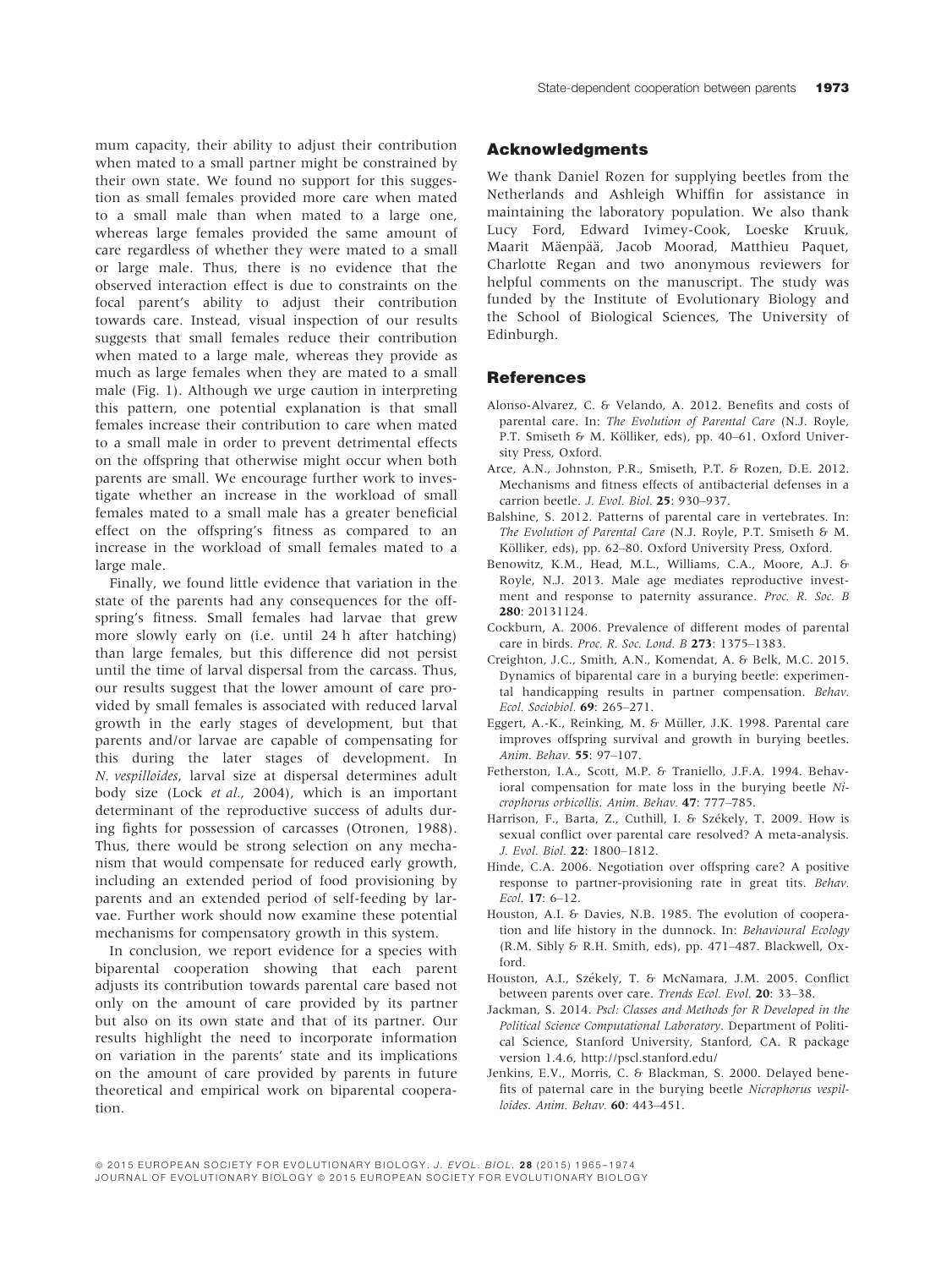mum capacity, their ability to adjust their contribution when mated to a small partner might be constrained by their own state. We found no support for this suggestion as small females provided more care when mated to a small male than when mated to a large one, whereas large females provided the same amount of care regardless of whether they were mated to a small or large male. Thus, there is no evidence that the observed interaction effect is due to constraints on the focal parent's ability to adjust their contribution towards care. Instead, visual inspection of our results suggests that small females reduce their contribution when mated to a large male, whereas they provide as much as large females when they are mated to a small male (Fig. 1). Although we urge caution in interpreting this pattern, one potential explanation is that small females increase their contribution to care when mated to a small male in order to prevent detrimental effects on the offspring that otherwise might occur when both parents are small. We encourage further work to investigate whether an increase in the workload of small females mated to a small male has a greater beneficial effect on the offspring's fitness as compared to an increase in the workload of small females mated to a large male.

Finally, we found little evidence that variation in the state of the parents had any consequences for the offspring's fitness. Small females had larvae that grew more slowly early on (i.e. until 24 h after hatching) than large females, but this difference did not persist until the time of larval dispersal from the carcass. Thus, our results suggest that the lower amount of care provided by small females is associated with reduced larval growth in the early stages of development, but that parents and/or larvae are capable of compensating for this during the later stages of development. In *N. vespilloides*, larval size at dispersal determines adult body size (Lock *et al.*, 2004), which is an important determinant of the reproductive success of adults during fights for possession of carcasses (Otronen, 1988). Thus, there would be strong selection on any mechanism that would compensate for reduced early growth, including an extended period of food provisioning by parents and an extended period of self-feeding by larvae. Further work should now examine these potential mechanisms for compensatory growth in this system.

In conclusion, we report evidence for a species with biparental cooperation showing that each parent adjusts its contribution towards parental care based not only on the amount of care provided by its partner but also on its own state and that of its partner. Our results highlight the need to incorporate information on variation in the parents' state and its implications on the amount of care provided by parents in future theoretical and empirical work on biparental cooperation.

## Acknowledgments

We thank Daniel Rozen for supplying beetles from the Netherlands and Ashleigh Whiffin for assistance in maintaining the laboratory population. We also thank Lucy Ford, Edward Ivimey-Cook, Loeske Kruuk, Maarit Mäenpää, Jacob Moorad, Matthieu Paquet, Charlotte Regan and two anonymous reviewers for helpful comments on the manuscript. The study was funded by the Institute of Evolutionary Biology and the School of Biological Sciences, The University of Edinburgh.

## References

Alonso-Alvarez, C. & Velando, A. 2012. Benefits and costs of parental care in birds. In: *The Evolution of Parental Care* (N.J. Royle, P.T. Smiseth & M. Kölliker, eds), pp. 40–61. Oxford University Press, Oxford.

Arce, A.N., Johnston, P.R., Smiseth, P.T. & Rozen, D.E. 2012. Mechanisms and fitness effects of antibacterial defenses in a carrion beetle. *J. Evol. Biol.* **25**: 930–937.

Balshine, S. 2012. Patterns of parental care in vertebrates. In: *The Evolution of Parental Care* (N.J. Royle, P.T. Smiseth & M. Kölliker, eds), pp. 62–80. Oxford University Press, Oxford.

Benowitz, K.M., Head, M.L., Williams, C.A., Moore, A.J. & Royle, N.J. 2013. Male age mediates reproductive investment and response to paternity assurance. *Proc. R. Soc. B* **280**: 20131124.

Cockburn, A. 2006. Prevalence of different modes of parental care in birds. *Proc. R. Soc. Lond. B* **273**: 1375–1383.

Creighton, J.C., Smith, A.N., Komendat, A. & Belk, M.C. 2015. Dynamics of biparental care in a burying beetle: experimental handicapping results in partner compensation. *Behav. Ecol. Sociobiol.* **69**: 265–271.

Eggert, A.-K., Reinking, M. & Müller, J.K. 1998. Parental care improves offspring survival and growth in burying beetles. *Anim. Behav.* **55**: 97–107.

Fetherston, I.A., Scott, M.P. & Traniello, J.F.A. 1994. Behavioral compensation for mate loss in the burying beetle *Nicrophorus orbicollis*. *Anim. Behav.* **47**: 777–785.

Harrison, F., Barta, Z., Cuthill, I. & Székely, T. 2009. How is sexual conflict over parental care resolved? A meta-analysis. *J. Evol. Biol.* **22**: 1800–1812.

Hinde, C.A. 2006. Negotiation over offspring care? A positive response to partner-provisioning rate in great tits. *Behav. Ecol.* **17**: 6–12.

Houston, A.I. & Davies, N.B. 1985. The evolution of cooperation and life history in the dunnock. In: *Behavioural Ecology* (R.M. Sibly & R.H. Smith, eds), pp. 471–487. Blackwell, Oxford.

Houston, A.I., Székely, T. & McNamara, J.M. 2005. Conflict between parents over care. *Trends Ecol. Evol.* **20**: 33–38.

Jackman, S. 2014. *Pscl: Classes and Methods for R Developed in the Political Science Computational Laboratory*. Department of Political Science, Stanford University, Stanford, CA. R package version 1.4.6, http://pscl.stanford.edu/

Jenkins, E.V., Morris, C. & Blackman, S. 2000. Delayed benefits of paternal care in the burying beetle *Nicrophorus vespilloides*. *Anim. Behav.* **60**: 443–451.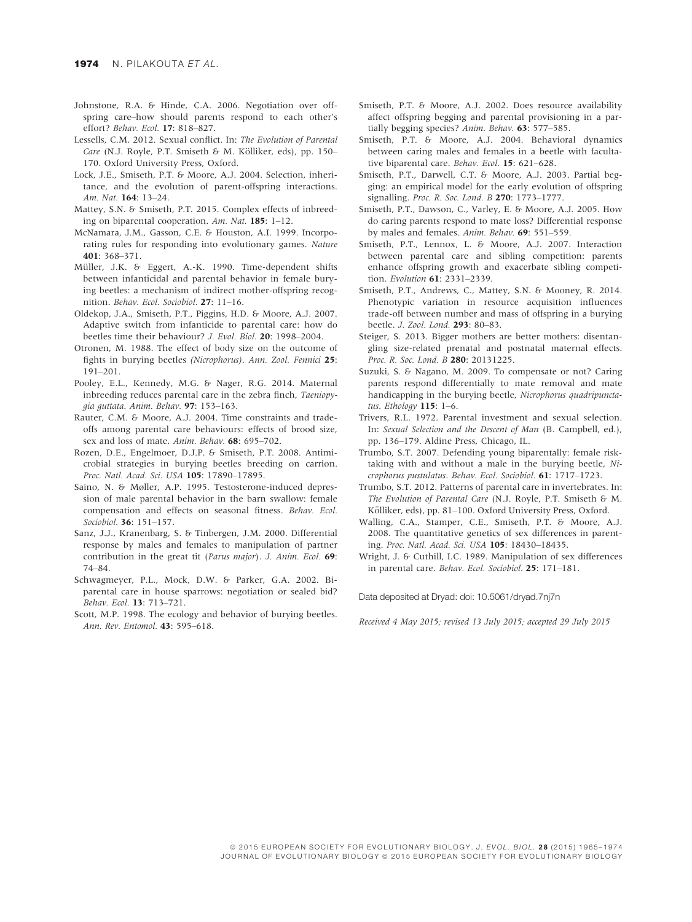Johnstone, R.A. & Hinde, C.A. 2006. Negotiation over offspring care–how should parents respond to each other's effort? *Behav. Ecol.* **17**: 818–827.

Lessells, C.M. 2012. Sexual conflict. In: *The Evolution of Parental Care* (N.J. Royle, P.T. Smiseth & M. Kölliker, eds), pp. 150–170. Oxford University Press, Oxford.

Lock, J.E., Smiseth, P.T. & Moore, A.J. 2004. Selection, inheritance, and the evolution of parent-offspring interactions. *Am. Nat.* **164**: 13–24.

Mattey, S.N. & Smiseth, P.T. 2015. Complex effects of inbreeding on biparental cooperation. *Am. Nat.* **185**: 1–12.

McNamara, J.M., Gasson, C.E. & Houston, A.I. 1999. Incorporating rules for responding into evolutionary games. *Nature* **401**: 368–371.

Müller, J.K. & Eggert, A.-K. 1990. Time-dependent shifts between infanticidal and parental behavior in female burying beetles: a mechanism of indirect mother-offspring recognition. *Behav. Ecol. Sociobiol.* **27**: 11–16.

Oldekop, J.A., Smiseth, P.T., Piggins, H.D. & Moore, A.J. 2007. Adaptive switch from infanticide to parental care: how do beetles time their behaviour? *J. Evol. Biol.* **20**: 1998–2004.

Otronen, M. 1988. The effect of body size on the outcome of fights in burying beetles *(Nicrophorus)*. *Ann. Zool. Fennici* **25**: 191–201.

Pooley, E.L., Kennedy, M.G. & Nager, R.G. 2014. Maternal inbreeding reduces parental care in the zebra finch, *Taeniopygia guttata*. *Anim. Behav.* **97**: 153–163.

Rauter, C.M. & Moore, A.J. 2004. Time constraints and trade-offs among parental care behaviours: effects of brood size, sex and loss of mate. *Anim. Behav.* **68**: 695–702.

Rozen, D.E., Engelmoer, D.J.P. & Smiseth, P.T. 2008. Antimicrobial strategies in burying beetles breeding on carrion. *Proc. Natl. Acad. Sci. USA* **105**: 17890–17895.

Saino, N. & Møller, A.P. 1995. Testosterone-induced depression of male parental behavior in the barn swallow: female compensation and effects on seasonal fitness. *Behav. Ecol. Sociobiol.* **36**: 151–157.

Sanz, J.J., Kranenbarg, S. & Tinbergen, J.M. 2000. Differential response by males and females to manipulation of partner contribution in the great tit (*Parus major*). *J. Anim. Ecol.* **69**: 74–84.

Schwagmeyer, P.L., Mock, D.W. & Parker, G.A. 2002. Biparental care in house sparrows: negotiation or sealed bid? *Behav. Ecol.* **13**: 713–721.

Scott, M.P. 1998. The ecology and behavior of burying beetles. *Ann. Rev. Entomol.* **43**: 595–618.

Smiseth, P.T. & Moore, A.J. 2002. Does resource availability affect offspring begging and parental provisioning in a partially begging species? *Anim. Behav.* **63**: 577–585.

Smiseth, P.T. & Moore, A.J. 2004. Behavioral dynamics between caring males and females in a beetle with facultative biparental care. *Behav. Ecol.* **15**: 621–628.

Smiseth, P.T., Darwell, C.T. & Moore, A.J. 2003. Partial begging: an empirical model for the early evolution of offspring signalling. *Proc. R. Soc. Lond. B* **270**: 1773–1777.

Smiseth, P.T., Dawson, C., Varley, E. & Moore, A.J. 2005. How do caring parents respond to mate loss? Differential response by males and females. *Anim. Behav.* **69**: 551–559.

Smiseth, P.T., Lennox, L. & Moore, A.J. 2007. Interaction between parental care and sibling competition: parents enhance offspring growth and exacerbate sibling competition. *Evolution* **61**: 2331–2339.

Smiseth, P.T., Andrews, C., Mattey, S.N. & Mooney, R. 2014. Phenotypic variation in resource acquisition influences trade-off between number and mass of offspring in a burying beetle. *J. Zool. Lond.* **293**: 80–83.

Steiger, S. 2013. Bigger mothers are better mothers: disentangling size-related prenatal and postnatal maternal effects. *Proc. R. Soc. Lond. B* **280**: 20131225.

Suzuki, S. & Nagano, M. 2009. To compensate or not? Caring parents respond differentially to mate removal and mate handicapping in the burying beetle, *Nicrophorus quadripunctatus*. *Ethology* **115**: 1–6.

Trivers, R.L. 1972. Parental investment and sexual selection. In: *Sexual Selection and the Descent of Man* (B. Campbell, ed.), pp. 136–179. Aldine Press, Chicago, IL.

Trumbo, S.T. 2007. Defending young biparentally: female risk-taking with and without a male in the burying beetle, *Nicrophorus pustulatus*. *Behav. Ecol. Sociobiol.* **61**: 1717–1723.

Trumbo, S.T. 2012. Patterns of parental care in invertebrates. In: *The Evolution of Parental Care* (N.J. Royle, P.T. Smiseth & M. Kölliker, eds), pp. 81–100. Oxford University Press, Oxford.

Walling, C.A., Stamper, C.E., Smiseth, P.T. & Moore, A.J. 2008. The quantitative genetics of sex differences in parenting. *Proc. Natl. Acad. Sci. USA* **105**: 18430–18435.

Wright, J. & Cuthill, I.C. 1989. Manipulation of sex differences in parental care. *Behav. Ecol. Sociobiol.* **25**: 171–181.

Data deposited at Dryad: doi: 10.5061/dryad.7nj7n

*Received 4 May 2015; revised 13 July 2015; accepted 29 July 2015*